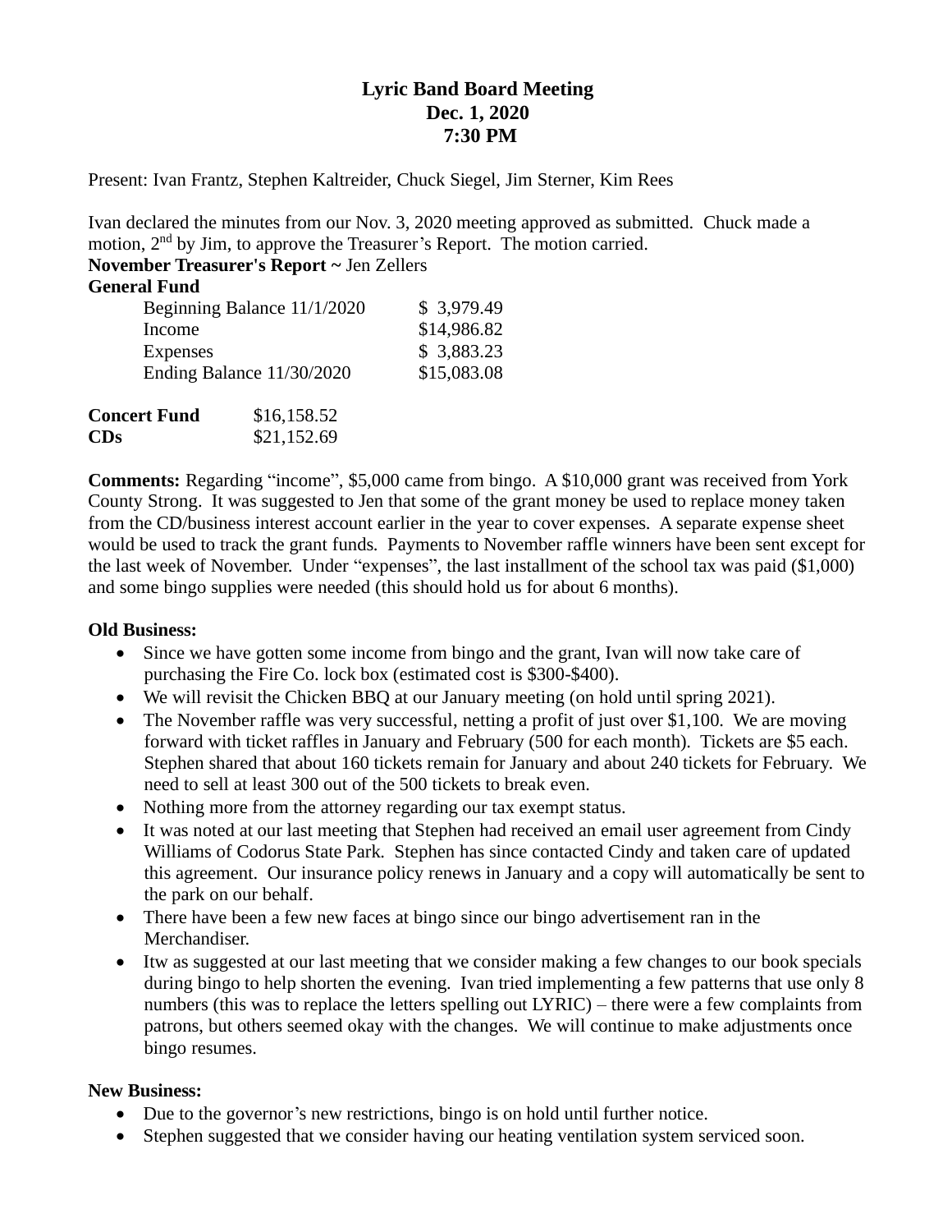# Lyric Band Board Meeting
## Dec. 1, 2020
## 7:30 PM

Present: Ivan Frantz, Stephen Kaltreider, Chuck Siegel, Jim Sterner, Kim Rees

Ivan declared the minutes from our Nov. 3, 2020 meeting approved as submitted. Chuck made a motion, 2nd by Jim, to approve the Treasurer's Report. The motion carried.

**November Treasurer's Report ~** Jen Zellers

**General Fund**

| | |
|---|---|
| Beginning Balance 11/1/2020 | $ 3,979.49 |
| Income | $14,986.82 |
| Expenses | $ 3,883.23 |
| Ending Balance 11/30/2020 | $15,083.08 |

| | |
|---|---|
| **Concert Fund** | $16,158.52 |
| **CDs** | $21,152.69 |

**Comments:** Regarding "income", $5,000 came from bingo. A $10,000 grant was received from York County Strong. It was suggested to Jen that some of the grant money be used to replace money taken from the CD/business interest account earlier in the year to cover expenses. A separate expense sheet would be used to track the grant funds. Payments to November raffle winners have been sent except for the last week of November. Under "expenses", the last installment of the school tax was paid ($1,000) and some bingo supplies were needed (this should hold us for about 6 months).

**Old Business:**

- Since we have gotten some income from bingo and the grant, Ivan will now take care of purchasing the Fire Co. lock box (estimated cost is $300-$400).
- We will revisit the Chicken BBQ at our January meeting (on hold until spring 2021).
- The November raffle was very successful, netting a profit of just over $1,100. We are moving forward with ticket raffles in January and February (500 for each month). Tickets are $5 each. Stephen shared that about 160 tickets remain for January and about 240 tickets for February. We need to sell at least 300 out of the 500 tickets to break even.
- Nothing more from the attorney regarding our tax exempt status.
- It was noted at our last meeting that Stephen had received an email user agreement from Cindy Williams of Codorus State Park. Stephen has since contacted Cindy and taken care of updated this agreement. Our insurance policy renews in January and a copy will automatically be sent to the park on our behalf.
- There have been a few new faces at bingo since our bingo advertisement ran in the Merchandiser.
- Itw as suggested at our last meeting that we consider making a few changes to our book specials during bingo to help shorten the evening. Ivan tried implementing a few patterns that use only 8 numbers (this was to replace the letters spelling out LYRIC) – there were a few complaints from patrons, but others seemed okay with the changes. We will continue to make adjustments once bingo resumes.

**New Business:**

- Due to the governor's new restrictions, bingo is on hold until further notice.
- Stephen suggested that we consider having our heating ventilation system serviced soon.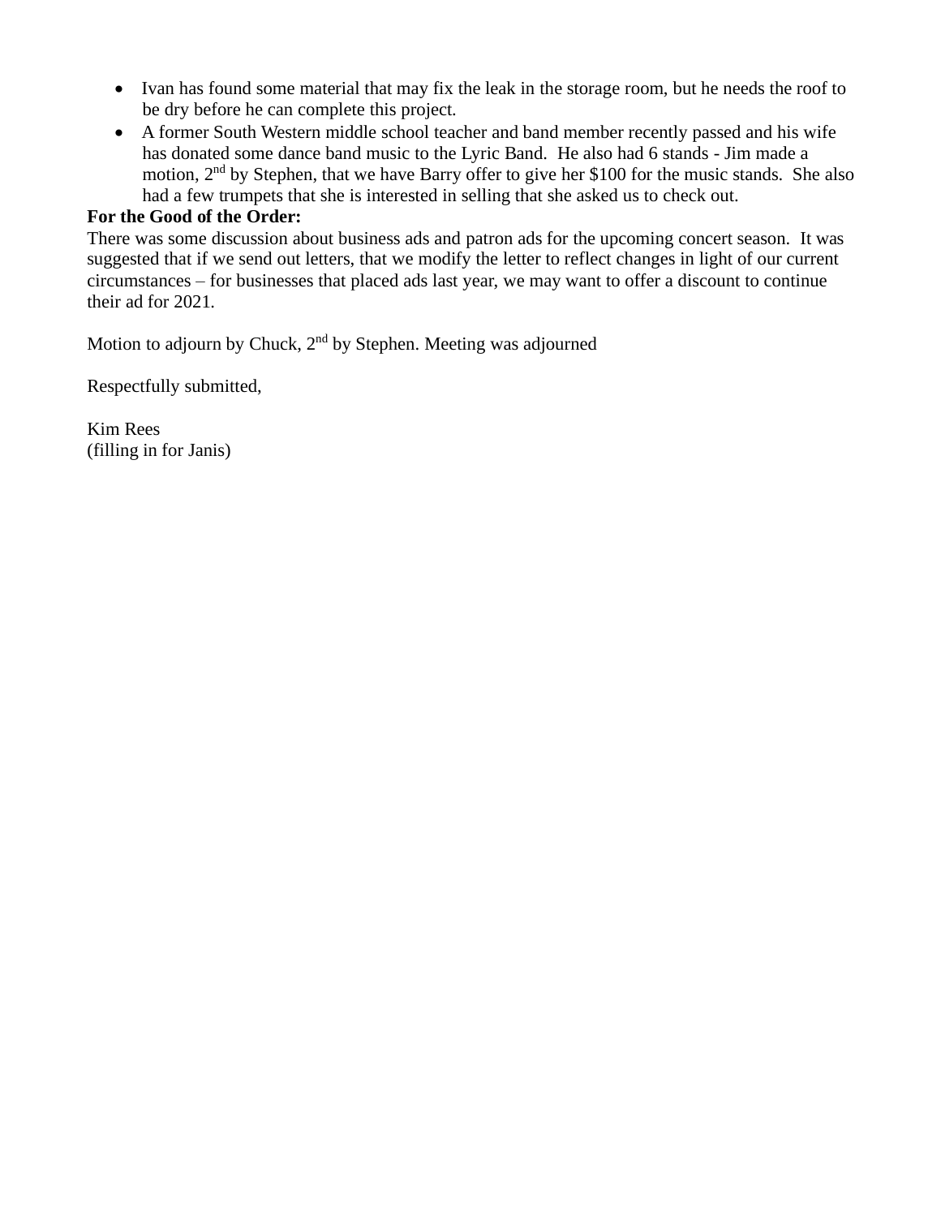- Ivan has found some material that may fix the leak in the storage room, but he needs the roof to be dry before he can complete this project.
- A former South Western middle school teacher and band member recently passed and his wife has donated some dance band music to the Lyric Band. He also had 6 stands - Jim made a motion, 2nd by Stephen, that we have Barry offer to give her $100 for the music stands. She also had a few trumpets that she is interested in selling that she asked us to check out.

**For the Good of the Order:**

There was some discussion about business ads and patron ads for the upcoming concert season. It was suggested that if we send out letters, that we modify the letter to reflect changes in light of our current circumstances – for businesses that placed ads last year, we may want to offer a discount to continue their ad for 2021.

Motion to adjourn by Chuck, 2nd by Stephen. Meeting was adjourned

Respectfully submitted,

Kim Rees
(filling in for Janis)